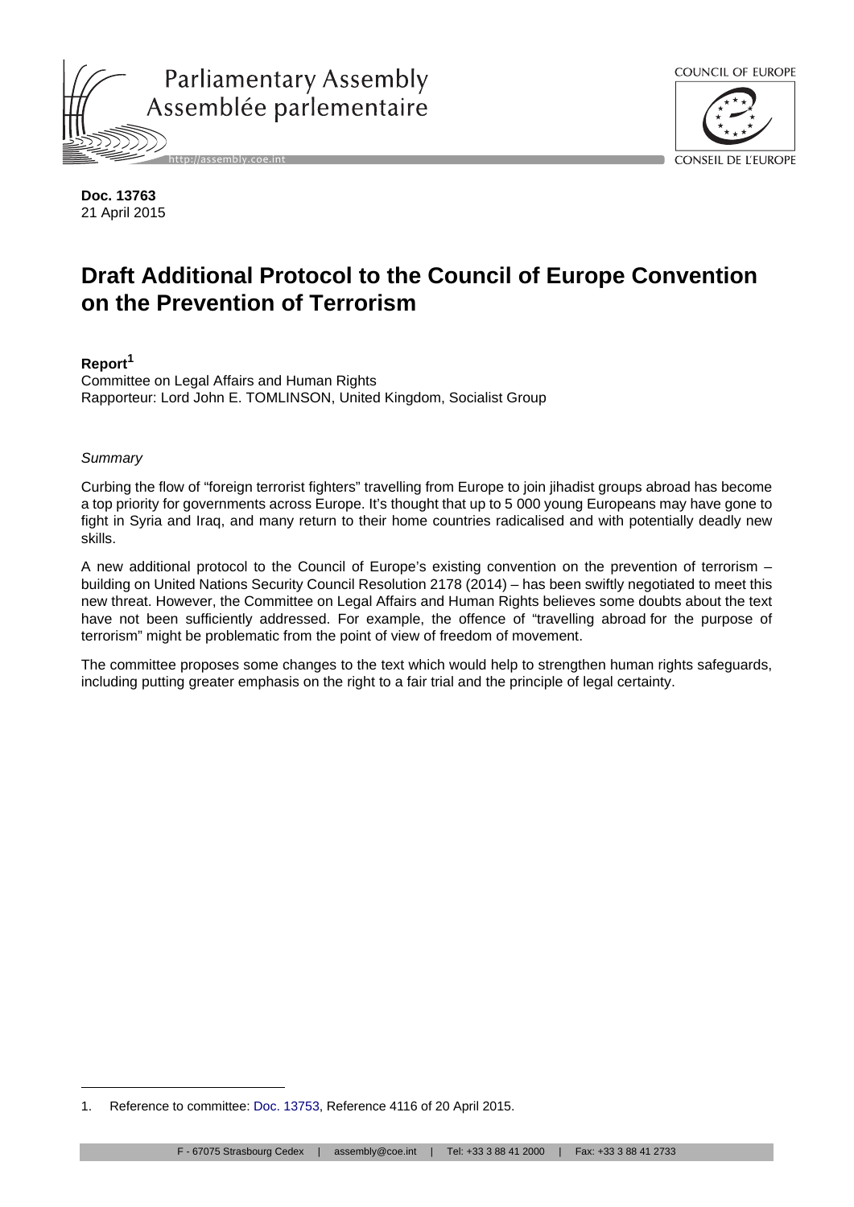Parliamentary Assembly
Assemblée parlementaire

COUNCIL OF EUROPE
CONSEIL DE L'EUROPE

**Doc. 13763**
21 April 2015

# Draft Additional Protocol to the Council of Europe Convention on the Prevention of Terrorism

**Report**[1]
Committee on Legal Affairs and Human Rights
Rapporteur: Lord John E. TOMLINSON, United Kingdom, Socialist Group

*Summary*

Curbing the flow of "foreign terrorist fighters" travelling from Europe to join jihadist groups abroad has become a top priority for governments across Europe. It's thought that up to 5 000 young Europeans may have gone to fight in Syria and Iraq, and many return to their home countries radicalised and with potentially deadly new skills.

A new additional protocol to the Council of Europe's existing convention on the prevention of terrorism – building on United Nations Security Council Resolution 2178 (2014) – has been swiftly negotiated to meet this new threat. However, the Committee on Legal Affairs and Human Rights believes some doubts about the text have not been sufficiently addressed. For example, the offence of "travelling abroad for the purpose of terrorism" might be problematic from the point of view of freedom of movement.

The committee proposes some changes to the text which would help to strengthen human rights safeguards, including putting greater emphasis on the right to a fair trial and the principle of legal certainty.

1. Reference to committee: Doc. 13753, Reference 4116 of 20 April 2015.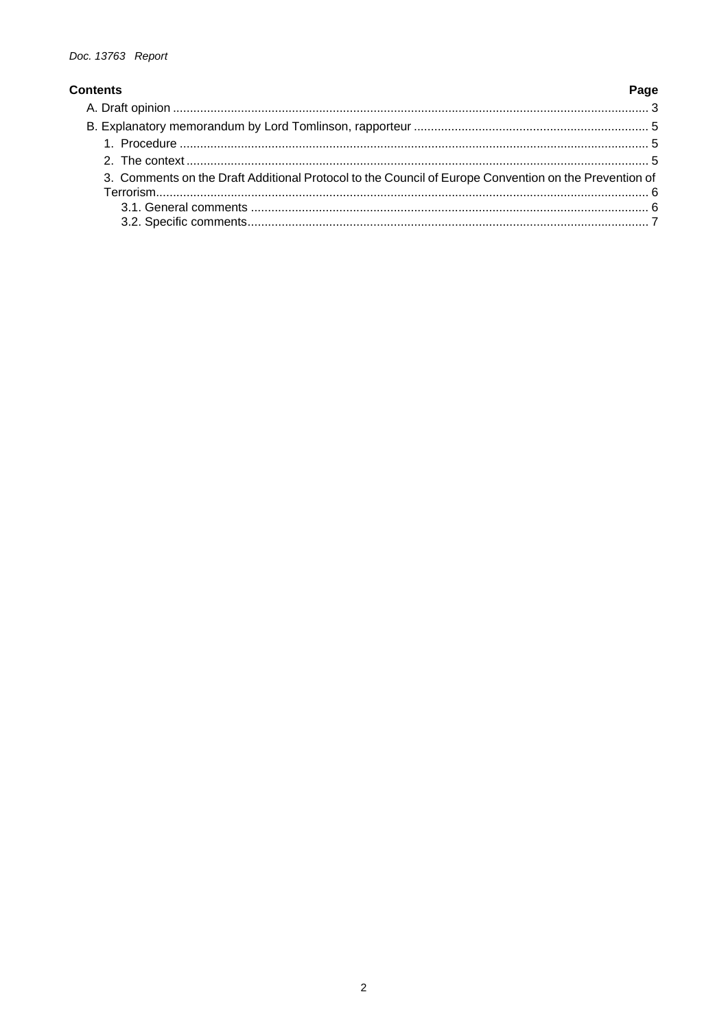## Contents

| | Page |
|---|---|
| A. Draft opinion | 3 |
| B. Explanatory memorandum by Lord Tomlinson, rapporteur | 5 |
| 1. Procedure | 5 |
| 2. The context | 5 |
| 3. Comments on the Draft Additional Protocol to the Council of Europe Convention on the Prevention of Terrorism | 6 |
| 3.1. General comments | 6 |
| 3.2. Specific comments | 7 |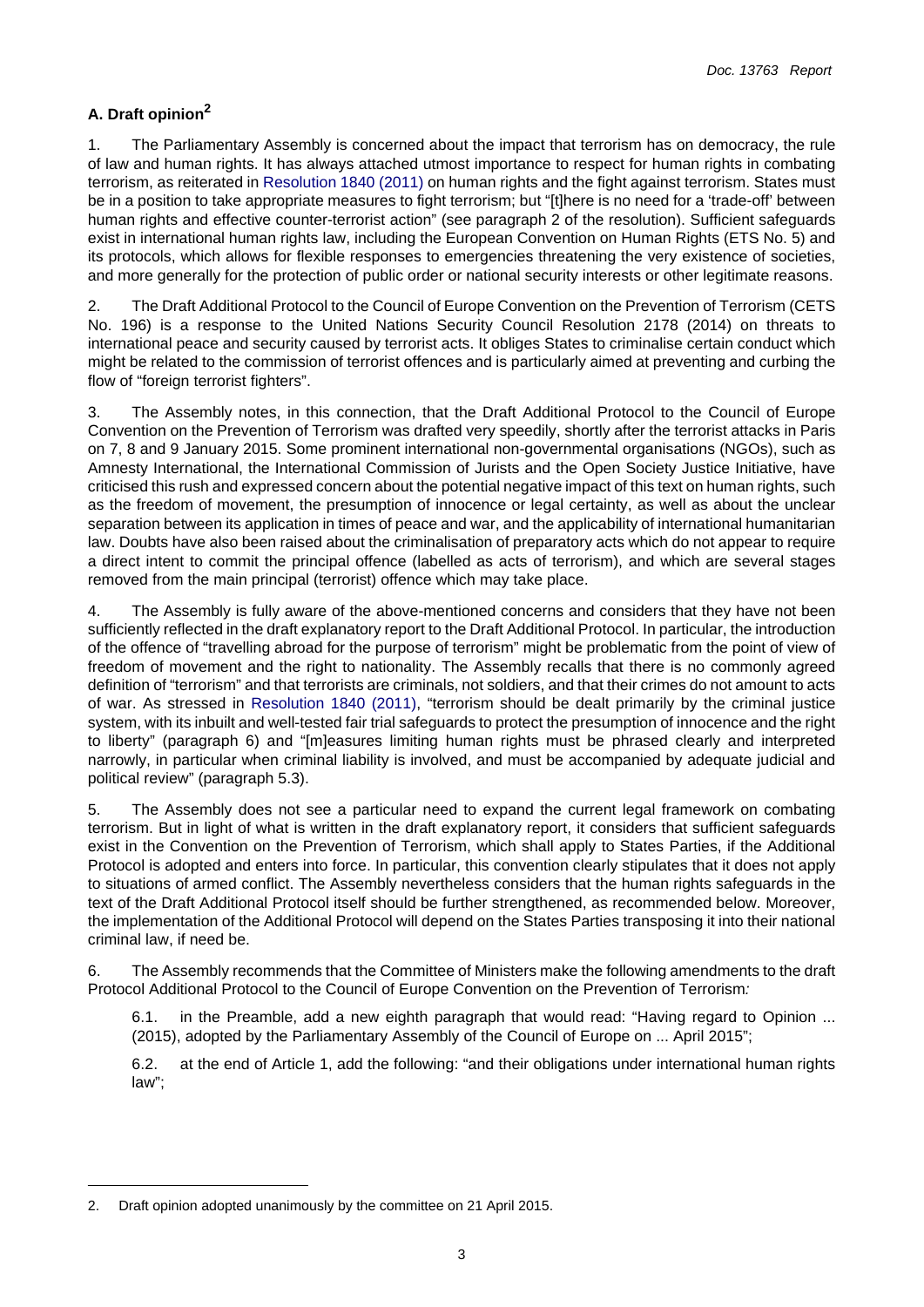### A. Draft opinion[2]

1. The Parliamentary Assembly is concerned about the impact that terrorism has on democracy, the rule of law and human rights. It has always attached utmost importance to respect for human rights in combating terrorism, as reiterated in Resolution 1840 (2011) on human rights and the fight against terrorism. States must be in a position to take appropriate measures to fight terrorism; but "[t]here is no need for a 'trade-off' between human rights and effective counter-terrorist action" (see paragraph 2 of the resolution). Sufficient safeguards exist in international human rights law, including the European Convention on Human Rights (ETS No. 5) and its protocols, which allows for flexible responses to emergencies threatening the very existence of societies, and more generally for the protection of public order or national security interests or other legitimate reasons.

2. The Draft Additional Protocol to the Council of Europe Convention on the Prevention of Terrorism (CETS No. 196) is a response to the United Nations Security Council Resolution 2178 (2014) on threats to international peace and security caused by terrorist acts. It obliges States to criminalise certain conduct which might be related to the commission of terrorist offences and is particularly aimed at preventing and curbing the flow of "foreign terrorist fighters".

3. The Assembly notes, in this connection, that the Draft Additional Protocol to the Council of Europe Convention on the Prevention of Terrorism was drafted very speedily, shortly after the terrorist attacks in Paris on 7, 8 and 9 January 2015. Some prominent international non-governmental organisations (NGOs), such as Amnesty International, the International Commission of Jurists and the Open Society Justice Initiative, have criticised this rush and expressed concern about the potential negative impact of this text on human rights, such as the freedom of movement, the presumption of innocence or legal certainty, as well as about the unclear separation between its application in times of peace and war, and the applicability of international humanitarian law. Doubts have also been raised about the criminalisation of preparatory acts which do not appear to require a direct intent to commit the principal offence (labelled as acts of terrorism), and which are several stages removed from the main principal (terrorist) offence which may take place.

4. The Assembly is fully aware of the above-mentioned concerns and considers that they have not been sufficiently reflected in the draft explanatory report to the Draft Additional Protocol. In particular, the introduction of the offence of "travelling abroad for the purpose of terrorism" might be problematic from the point of view of freedom of movement and the right to nationality. The Assembly recalls that there is no commonly agreed definition of "terrorism" and that terrorists are criminals, not soldiers, and that their crimes do not amount to acts of war. As stressed in Resolution 1840 (2011), "terrorism should be dealt primarily by the criminal justice system, with its inbuilt and well-tested fair trial safeguards to protect the presumption of innocence and the right to liberty" (paragraph 6) and "[m]easures limiting human rights must be phrased clearly and interpreted narrowly, in particular when criminal liability is involved, and must be accompanied by adequate judicial and political review" (paragraph 5.3).

5. The Assembly does not see a particular need to expand the current legal framework on combating terrorism. But in light of what is written in the draft explanatory report, it considers that sufficient safeguards exist in the Convention on the Prevention of Terrorism, which shall apply to States Parties, if the Additional Protocol is adopted and enters into force. In particular, this convention clearly stipulates that it does not apply to situations of armed conflict. The Assembly nevertheless considers that the human rights safeguards in the text of the Draft Additional Protocol itself should be further strengthened, as recommended below. Moreover, the implementation of the Additional Protocol will depend on the States Parties transposing it into their national criminal law, if need be.

6. The Assembly recommends that the Committee of Ministers make the following amendments to the draft Protocol Additional Protocol to the Council of Europe Convention on the Prevention of Terrorism*:*

> 6.1. in the Preamble, add a new eighth paragraph that would read: "Having regard to Opinion ... (2015), adopted by the Parliamentary Assembly of the Council of Europe on ... April 2015";
>
> 6.2. at the end of Article 1, add the following: "and their obligations under international human rights law";

---

2. Draft opinion adopted unanimously by the committee on 21 April 2015.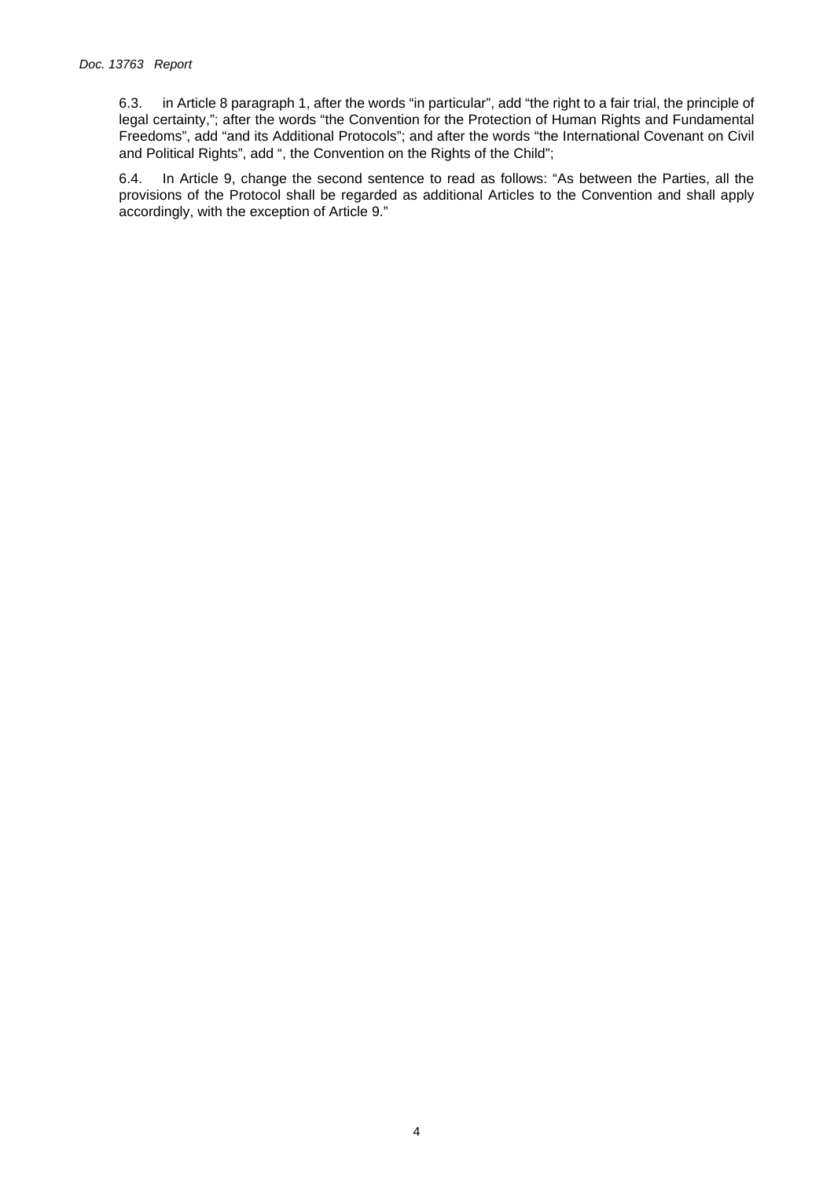6.3. in Article 8 paragraph 1, after the words "in particular", add "the right to a fair trial, the principle of legal certainty,"; after the words "the Convention for the Protection of Human Rights and Fundamental Freedoms", add "and its Additional Protocols"; and after the words "the International Covenant on Civil and Political Rights", add ", the Convention on the Rights of the Child";

6.4. In Article 9, change the second sentence to read as follows: "As between the Parties, all the provisions of the Protocol shall be regarded as additional Articles to the Convention and shall apply accordingly, with the exception of Article 9."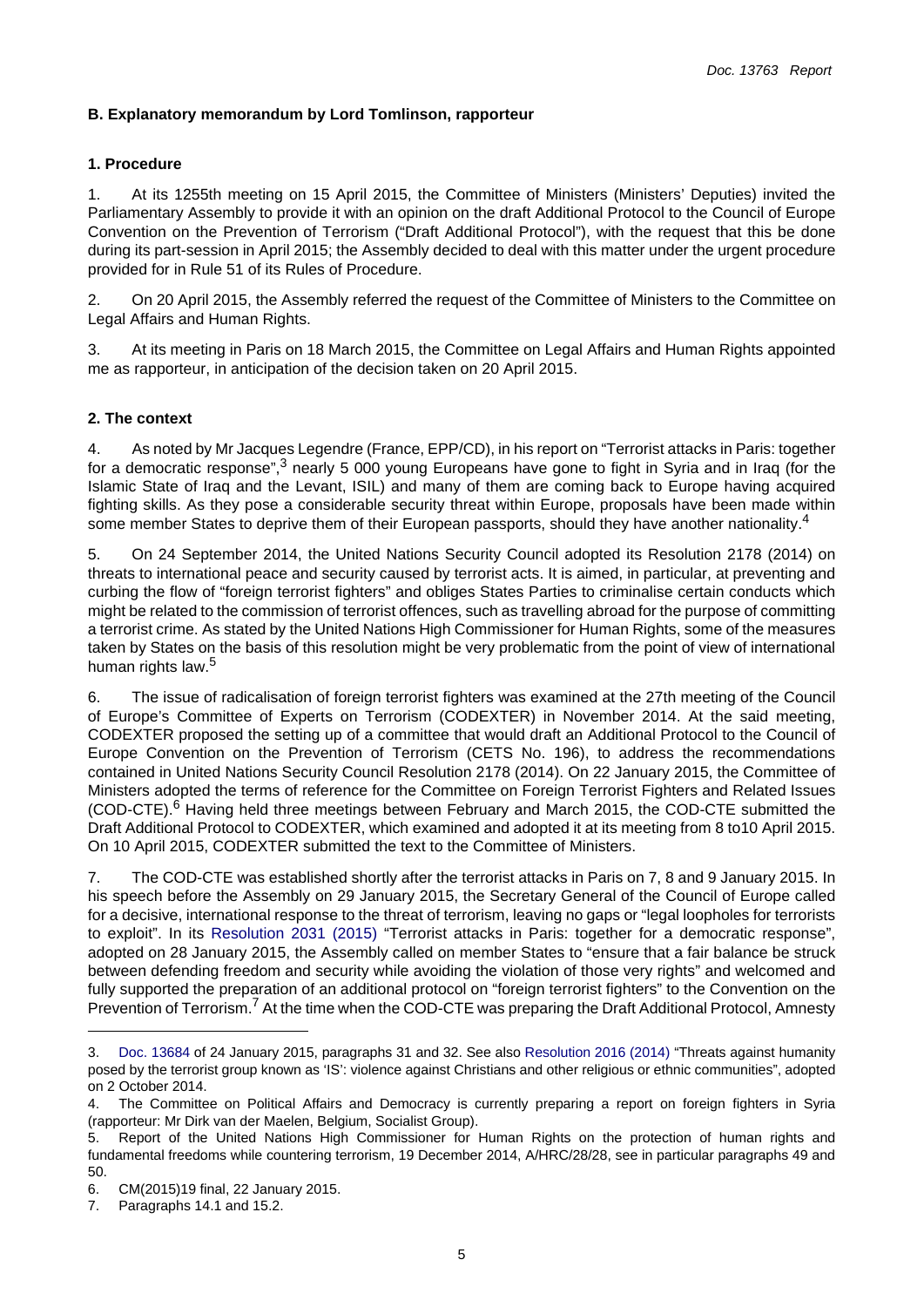### B. Explanatory memorandum by Lord Tomlinson, rapporteur

#### 1. Procedure

1. At its 1255th meeting on 15 April 2015, the Committee of Ministers (Ministers' Deputies) invited the Parliamentary Assembly to provide it with an opinion on the draft Additional Protocol to the Council of Europe Convention on the Prevention of Terrorism ("Draft Additional Protocol"), with the request that this be done during its part-session in April 2015; the Assembly decided to deal with this matter under the urgent procedure provided for in Rule 51 of its Rules of Procedure.

2. On 20 April 2015, the Assembly referred the request of the Committee of Ministers to the Committee on Legal Affairs and Human Rights.

3. At its meeting in Paris on 18 March 2015, the Committee on Legal Affairs and Human Rights appointed me as rapporteur, in anticipation of the decision taken on 20 April 2015.

#### 2. The context

4. As noted by Mr Jacques Legendre (France, EPP/CD), in his report on "Terrorist attacks in Paris: together for a democratic response",[3] nearly 5 000 young Europeans have gone to fight in Syria and in Iraq (for the Islamic State of Iraq and the Levant, ISIL) and many of them are coming back to Europe having acquired fighting skills. As they pose a considerable security threat within Europe, proposals have been made within some member States to deprive them of their European passports, should they have another nationality.[4]

5. On 24 September 2014, the United Nations Security Council adopted its Resolution 2178 (2014) on threats to international peace and security caused by terrorist acts. It is aimed, in particular, at preventing and curbing the flow of "foreign terrorist fighters" and obliges States Parties to criminalise certain conducts which might be related to the commission of terrorist offences, such as travelling abroad for the purpose of committing a terrorist crime. As stated by the United Nations High Commissioner for Human Rights, some of the measures taken by States on the basis of this resolution might be very problematic from the point of view of international human rights law.[5]

6. The issue of radicalisation of foreign terrorist fighters was examined at the 27th meeting of the Council of Europe's Committee of Experts on Terrorism (CODEXTER) in November 2014. At the said meeting, CODEXTER proposed the setting up of a committee that would draft an Additional Protocol to the Council of Europe Convention on the Prevention of Terrorism (CETS No. 196), to address the recommendations contained in United Nations Security Council Resolution 2178 (2014). On 22 January 2015, the Committee of Ministers adopted the terms of reference for the Committee on Foreign Terrorist Fighters and Related Issues (COD-CTE).[6] Having held three meetings between February and March 2015, the COD-CTE submitted the Draft Additional Protocol to CODEXTER, which examined and adopted it at its meeting from 8 to10 April 2015. On 10 April 2015, CODEXTER submitted the text to the Committee of Ministers.

7. The COD-CTE was established shortly after the terrorist attacks in Paris on 7, 8 and 9 January 2015. In his speech before the Assembly on 29 January 2015, the Secretary General of the Council of Europe called for a decisive, international response to the threat of terrorism, leaving no gaps or "legal loopholes for terrorists to exploit". In its Resolution 2031 (2015) "Terrorist attacks in Paris: together for a democratic response", adopted on 28 January 2015, the Assembly called on member States to "ensure that a fair balance be struck between defending freedom and security while avoiding the violation of those very rights" and welcomed and fully supported the preparation of an additional protocol on "foreign terrorist fighters" to the Convention on the Prevention of Terrorism.[7] At the time when the COD-CTE was preparing the Draft Additional Protocol, Amnesty

---

3. Doc. 13684 of 24 January 2015, paragraphs 31 and 32. See also Resolution 2016 (2014) "Threats against humanity posed by the terrorist group known as 'IS': violence against Christians and other religious or ethnic communities", adopted on 2 October 2014.

4. The Committee on Political Affairs and Democracy is currently preparing a report on foreign fighters in Syria (rapporteur: Mr Dirk van der Maelen, Belgium, Socialist Group).

5. Report of the United Nations High Commissioner for Human Rights on the protection of human rights and fundamental freedoms while countering terrorism, 19 December 2014, A/HRC/28/28, see in particular paragraphs 49 and 50.

6. CM(2015)19 final, 22 January 2015.

7. Paragraphs 14.1 and 15.2.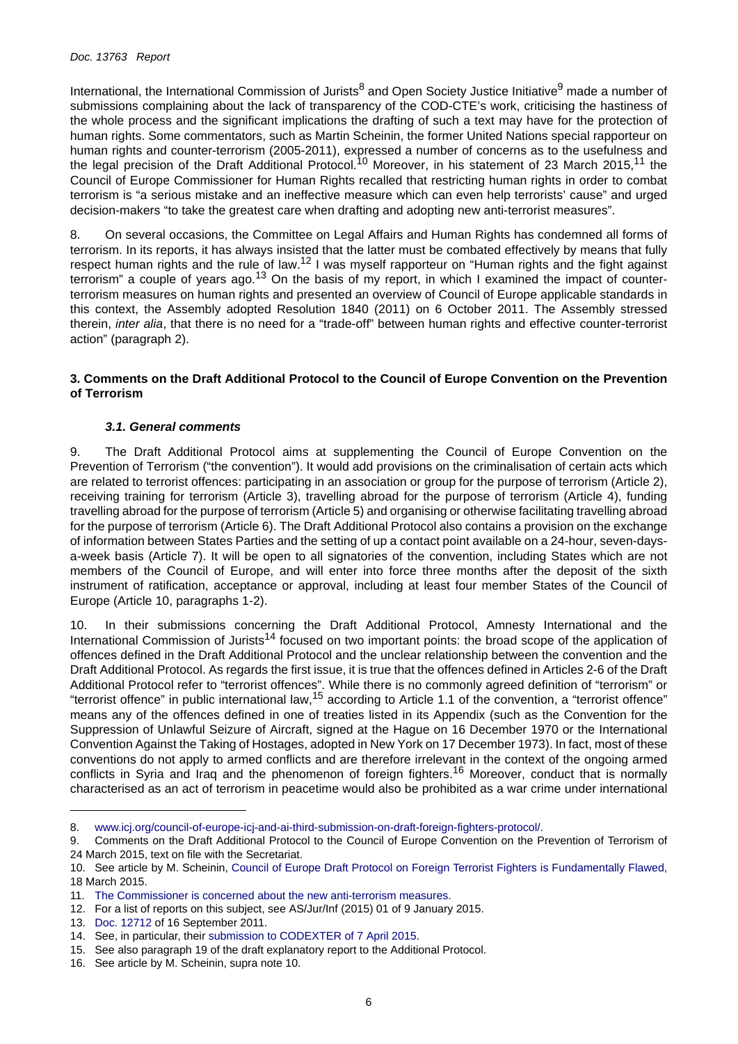International, the International Commission of Jurists[8] and Open Society Justice Initiative[9] made a number of submissions complaining about the lack of transparency of the COD-CTE's work, criticising the hastiness of the whole process and the significant implications the drafting of such a text may have for the protection of human rights. Some commentators, such as Martin Scheinin, the former United Nations special rapporteur on human rights and counter-terrorism (2005-2011), expressed a number of concerns as to the usefulness and the legal precision of the Draft Additional Protocol.[10] Moreover, in his statement of 23 March 2015,[11] the Council of Europe Commissioner for Human Rights recalled that restricting human rights in order to combat terrorism is "a serious mistake and an ineffective measure which can even help terrorists' cause" and urged decision-makers "to take the greatest care when drafting and adopting new anti-terrorist measures".

8. On several occasions, the Committee on Legal Affairs and Human Rights has condemned all forms of terrorism. In its reports, it has always insisted that the latter must be combated effectively by means that fully respect human rights and the rule of law.[12] I was myself rapporteur on "Human rights and the fight against terrorism" a couple of years ago.[13] On the basis of my report, in which I examined the impact of counter-terrorism measures on human rights and presented an overview of Council of Europe applicable standards in this context, the Assembly adopted Resolution 1840 (2011) on 6 October 2011. The Assembly stressed therein, *inter alia*, that there is no need for a "trade-off" between human rights and effective counter-terrorist action" (paragraph 2).

## 3. Comments on the Draft Additional Protocol to the Council of Europe Convention on the Prevention of Terrorism

### *3.1. General comments*

9. The Draft Additional Protocol aims at supplementing the Council of Europe Convention on the Prevention of Terrorism ("the convention"). It would add provisions on the criminalisation of certain acts which are related to terrorist offences: participating in an association or group for the purpose of terrorism (Article 2), receiving training for terrorism (Article 3), travelling abroad for the purpose of terrorism (Article 4), funding travelling abroad for the purpose of terrorism (Article 5) and organising or otherwise facilitating travelling abroad for the purpose of terrorism (Article 6). The Draft Additional Protocol also contains a provision on the exchange of information between States Parties and the setting of up a contact point available on a 24-hour, seven-days-a-week basis (Article 7). It will be open to all signatories of the convention, including States which are not members of the Council of Europe, and will enter into force three months after the deposit of the sixth instrument of ratification, acceptance or approval, including at least four member States of the Council of Europe (Article 10, paragraphs 1-2).

10. In their submissions concerning the Draft Additional Protocol, Amnesty International and the International Commission of Jurists[14] focused on two important points: the broad scope of the application of offences defined in the Draft Additional Protocol and the unclear relationship between the convention and the Draft Additional Protocol. As regards the first issue, it is true that the offences defined in Articles 2-6 of the Draft Additional Protocol refer to "terrorist offences". While there is no commonly agreed definition of "terrorism" or "terrorist offence" in public international law,[15] according to Article 1.1 of the convention, a "terrorist offence" means any of the offences defined in one of treaties listed in its Appendix (such as the Convention for the Suppression of Unlawful Seizure of Aircraft, signed at the Hague on 16 December 1970 or the International Convention Against the Taking of Hostages, adopted in New York on 17 December 1973). In fact, most of these conventions do not apply to armed conflicts and are therefore irrelevant in the context of the ongoing armed conflicts in Syria and Iraq and the phenomenon of foreign fighters.[16] Moreover, conduct that is normally characterised as an act of terrorism in peacetime would also be prohibited as a war crime under international

---

8. www.icj.org/council-of-europe-icj-and-ai-third-submission-on-draft-foreign-fighters-protocol/.
9. Comments on the Draft Additional Protocol to the Council of Europe Convention on the Prevention of Terrorism of 24 March 2015, text on file with the Secretariat.
10. See article by M. Scheinin, Council of Europe Draft Protocol on Foreign Terrorist Fighters is Fundamentally Flawed, 18 March 2015.
11. The Commissioner is concerned about the new anti-terrorism measures.
12. For a list of reports on this subject, see AS/Jur/Inf (2015) 01 of 9 January 2015.
13. Doc. 12712 of 16 September 2011.
14. See, in particular, their submission to CODEXTER of 7 April 2015.
15. See also paragraph 19 of the draft explanatory report to the Additional Protocol.
16. See article by M. Scheinin, supra note 10.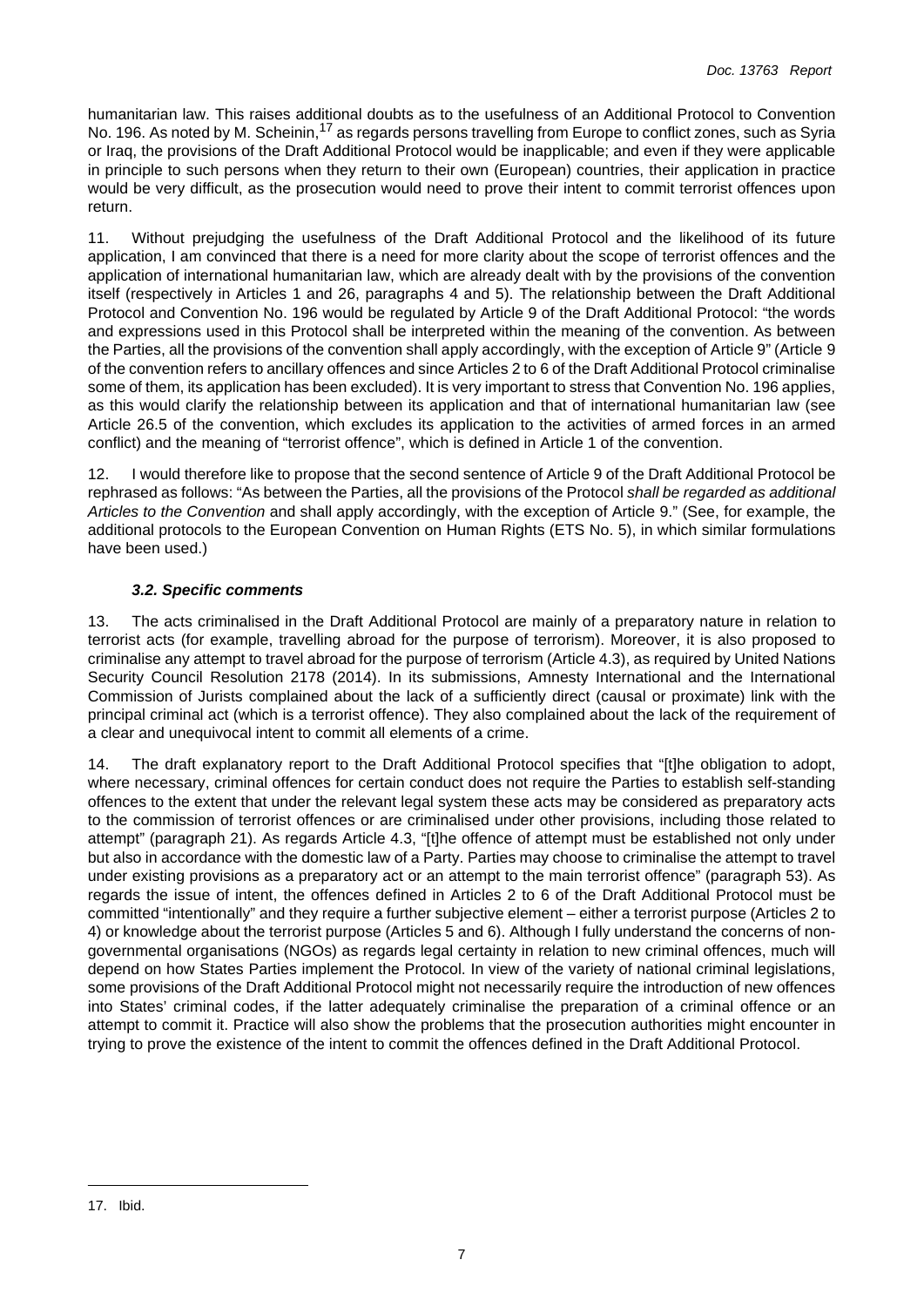humanitarian law. This raises additional doubts as to the usefulness of an Additional Protocol to Convention No. 196. As noted by M. Scheinin,[17] as regards persons travelling from Europe to conflict zones, such as Syria or Iraq, the provisions of the Draft Additional Protocol would be inapplicable; and even if they were applicable in principle to such persons when they return to their own (European) countries, their application in practice would be very difficult, as the prosecution would need to prove their intent to commit terrorist offences upon return.

11. Without prejudging the usefulness of the Draft Additional Protocol and the likelihood of its future application, I am convinced that there is a need for more clarity about the scope of terrorist offences and the application of international humanitarian law, which are already dealt with by the provisions of the convention itself (respectively in Articles 1 and 26, paragraphs 4 and 5). The relationship between the Draft Additional Protocol and Convention No. 196 would be regulated by Article 9 of the Draft Additional Protocol: "the words and expressions used in this Protocol shall be interpreted within the meaning of the convention. As between the Parties, all the provisions of the convention shall apply accordingly, with the exception of Article 9" (Article 9 of the convention refers to ancillary offences and since Articles 2 to 6 of the Draft Additional Protocol criminalise some of them, its application has been excluded). It is very important to stress that Convention No. 196 applies, as this would clarify the relationship between its application and that of international humanitarian law (see Article 26.5 of the convention, which excludes its application to the activities of armed forces in an armed conflict) and the meaning of "terrorist offence", which is defined in Article 1 of the convention.

12. I would therefore like to propose that the second sentence of Article 9 of the Draft Additional Protocol be rephrased as follows: "As between the Parties, all the provisions of the Protocol *shall be regarded as additional Articles to the Convention* and shall apply accordingly, with the exception of Article 9." (See, for example, the additional protocols to the European Convention on Human Rights (ETS No. 5), in which similar formulations have been used.)

### *3.2. Specific comments*

13. The acts criminalised in the Draft Additional Protocol are mainly of a preparatory nature in relation to terrorist acts (for example, travelling abroad for the purpose of terrorism). Moreover, it is also proposed to criminalise any attempt to travel abroad for the purpose of terrorism (Article 4.3), as required by United Nations Security Council Resolution 2178 (2014). In its submissions, Amnesty International and the International Commission of Jurists complained about the lack of a sufficiently direct (causal or proximate) link with the principal criminal act (which is a terrorist offence). They also complained about the lack of the requirement of a clear and unequivocal intent to commit all elements of a crime.

14. The draft explanatory report to the Draft Additional Protocol specifies that "[t]he obligation to adopt, where necessary, criminal offences for certain conduct does not require the Parties to establish self-standing offences to the extent that under the relevant legal system these acts may be considered as preparatory acts to the commission of terrorist offences or are criminalised under other provisions, including those related to attempt" (paragraph 21). As regards Article 4.3, "[t]he offence of attempt must be established not only under but also in accordance with the domestic law of a Party. Parties may choose to criminalise the attempt to travel under existing provisions as a preparatory act or an attempt to the main terrorist offence" (paragraph 53). As regards the issue of intent, the offences defined in Articles 2 to 6 of the Draft Additional Protocol must be committed "intentionally" and they require a further subjective element – either a terrorist purpose (Articles 2 to 4) or knowledge about the terrorist purpose (Articles 5 and 6). Although I fully understand the concerns of non-governmental organisations (NGOs) as regards legal certainty in relation to new criminal offences, much will depend on how States Parties implement the Protocol. In view of the variety of national criminal legislations, some provisions of the Draft Additional Protocol might not necessarily require the introduction of new offences into States' criminal codes, if the latter adequately criminalise the preparation of a criminal offence or an attempt to commit it. Practice will also show the problems that the prosecution authorities might encounter in trying to prove the existence of the intent to commit the offences defined in the Draft Additional Protocol.

---

17. Ibid.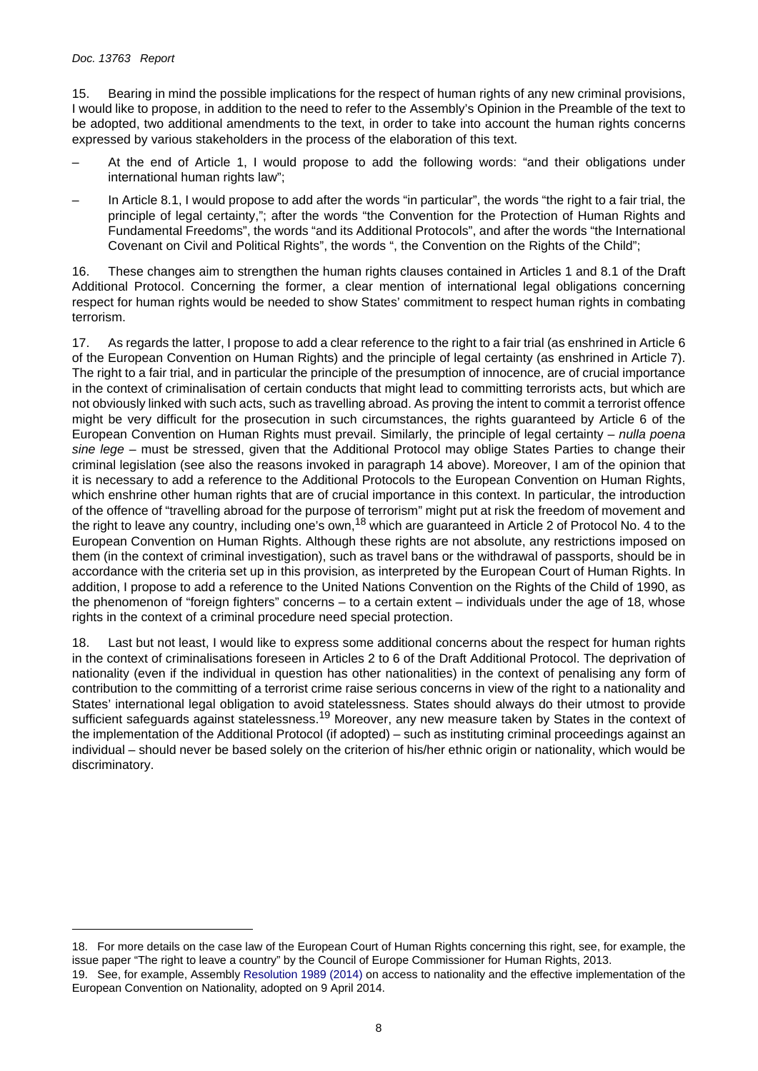15. Bearing in mind the possible implications for the respect of human rights of any new criminal provisions, I would like to propose, in addition to the need to refer to the Assembly's Opinion in the Preamble of the text to be adopted, two additional amendments to the text, in order to take into account the human rights concerns expressed by various stakeholders in the process of the elaboration of this text.

– At the end of Article 1, I would propose to add the following words: "and their obligations under international human rights law";

– In Article 8.1, I would propose to add after the words "in particular", the words "the right to a fair trial, the principle of legal certainty,"; after the words "the Convention for the Protection of Human Rights and Fundamental Freedoms", the words "and its Additional Protocols", and after the words "the International Covenant on Civil and Political Rights", the words ", the Convention on the Rights of the Child";

16. These changes aim to strengthen the human rights clauses contained in Articles 1 and 8.1 of the Draft Additional Protocol. Concerning the former, a clear mention of international legal obligations concerning respect for human rights would be needed to show States' commitment to respect human rights in combating terrorism.

17. As regards the latter, I propose to add a clear reference to the right to a fair trial (as enshrined in Article 6 of the European Convention on Human Rights) and the principle of legal certainty (as enshrined in Article 7). The right to a fair trial, and in particular the principle of the presumption of innocence, are of crucial importance in the context of criminalisation of certain conducts that might lead to committing terrorists acts, but which are not obviously linked with such acts, such as travelling abroad. As proving the intent to commit a terrorist offence might be very difficult for the prosecution in such circumstances, the rights guaranteed by Article 6 of the European Convention on Human Rights must prevail. Similarly, the principle of legal certainty – *nulla poena sine lege* – must be stressed, given that the Additional Protocol may oblige States Parties to change their criminal legislation (see also the reasons invoked in paragraph 14 above). Moreover, I am of the opinion that it is necessary to add a reference to the Additional Protocols to the European Convention on Human Rights, which enshrine other human rights that are of crucial importance in this context. In particular, the introduction of the offence of "travelling abroad for the purpose of terrorism" might put at risk the freedom of movement and the right to leave any country, including one's own,[18] which are guaranteed in Article 2 of Protocol No. 4 to the European Convention on Human Rights. Although these rights are not absolute, any restrictions imposed on them (in the context of criminal investigation), such as travel bans or the withdrawal of passports, should be in accordance with the criteria set up in this provision, as interpreted by the European Court of Human Rights. In addition, I propose to add a reference to the United Nations Convention on the Rights of the Child of 1990, as the phenomenon of "foreign fighters" concerns – to a certain extent – individuals under the age of 18, whose rights in the context of a criminal procedure need special protection.

18. Last but not least, I would like to express some additional concerns about the respect for human rights in the context of criminalisations foreseen in Articles 2 to 6 of the Draft Additional Protocol. The deprivation of nationality (even if the individual in question has other nationalities) in the context of penalising any form of contribution to the committing of a terrorist crime raise serious concerns in view of the right to a nationality and States' international legal obligation to avoid statelessness. States should always do their utmost to provide sufficient safeguards against statelessness.[19] Moreover, any new measure taken by States in the context of the implementation of the Additional Protocol (if adopted) – such as instituting criminal proceedings against an individual – should never be based solely on the criterion of his/her ethnic origin or nationality, which would be discriminatory.

---

18. For more details on the case law of the European Court of Human Rights concerning this right, see, for example, the issue paper "The right to leave a country" by the Council of Europe Commissioner for Human Rights, 2013.

19. See, for example, Assembly Resolution 1989 (2014) on access to nationality and the effective implementation of the European Convention on Nationality, adopted on 9 April 2014.